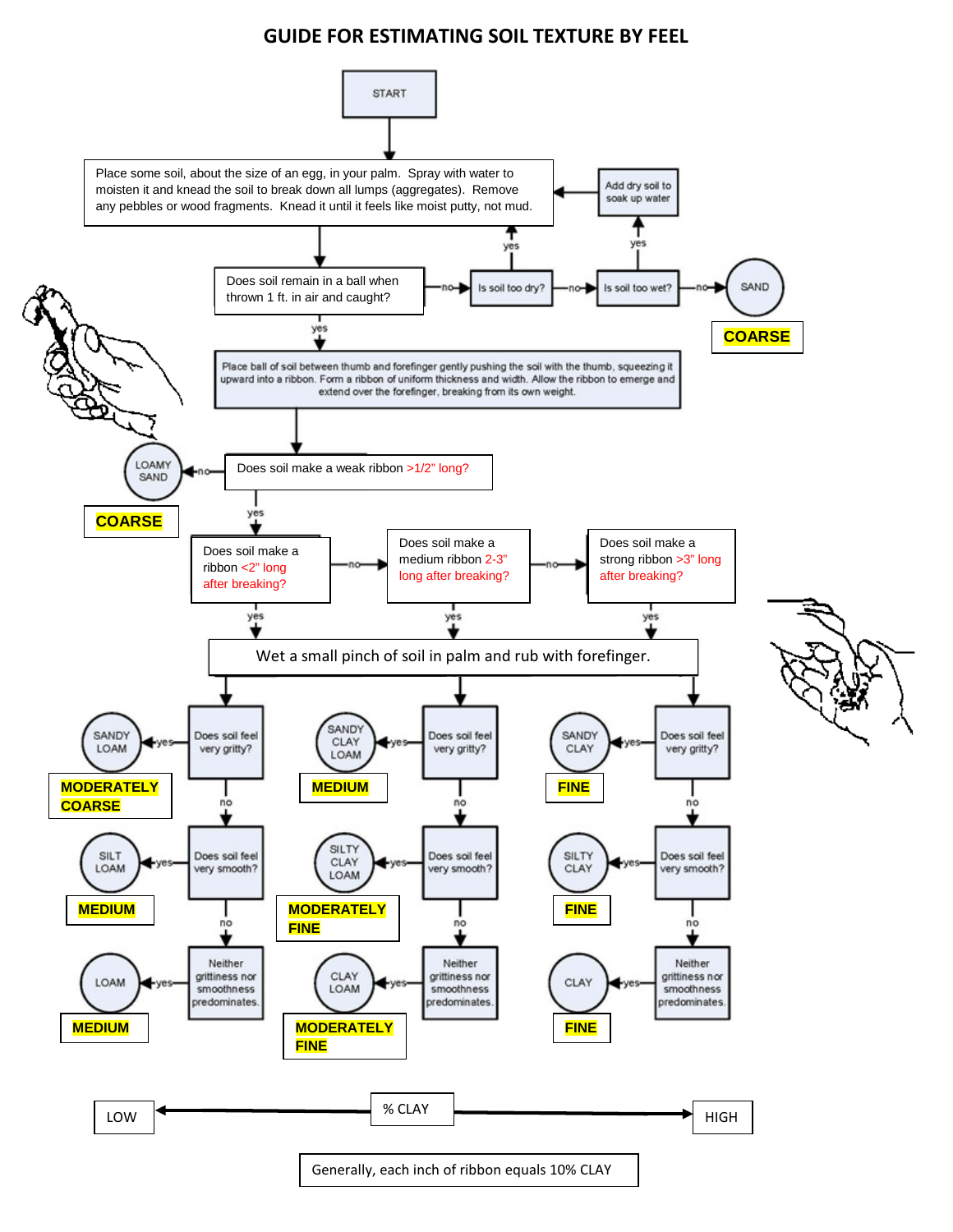# GUIDE FOR ESTIMATING SOIL TEXTURE BY FEEL

START

Place some soil, about the size of an egg, in your palm. Spray with water to moisten it and knead the soil to break down all lumps (aggregates). Remove any pebbles or wood fragments. Knead it until it feels like moist putty, not mud.

Does soil remain in a ball when thrown 1 ft. in air and caught?

- no → Is soil too dry?
  - yes → (return to kneading step)
  - no → Is soil too wet?
    - yes → Add dry soil to soak up water → (return to kneading step)
    - no → SAND — **COARSE**
- yes → Place ball of soil between thumb and forefinger gently pushing the soil with the thumb, squeezing it upward into a ribbon. Form a ribbon of uniform thickness and width. Allow the ribbon to emerge and extend over the forefinger, breaking from its own weight.

Does soil make a weak ribbon >1/2" long?

- no → LOAMY SAND — **COARSE**
- yes → Does soil make a ribbon <2" long after breaking?
  - no → Does soil make a medium ribbon 2-3" long after breaking?
    - no → Does soil make a strong ribbon >3" long after breaking?

For each "yes" above: Wet a small pinch of soil in palm and rub with forefinger.

| | Ribbon <2" | Ribbon 2-3" | Ribbon >3" |
|---|---|---|---|
| Does soil feel very gritty? (yes) | SANDY LOAM — **MODERATELY COARSE** | SANDY CLAY LOAM — **MEDIUM** | SANDY CLAY — **FINE** |
| no → Does soil feel very smooth? (yes) | SILT LOAM — **MEDIUM** | SILTY CLAY LOAM — **MODERATELY FINE** | SILTY CLAY — **FINE** |
| no → Neither grittiness nor smoothness predominates. (yes) | LOAM — **MEDIUM** | CLAY LOAM — **MODERATELY FINE** | CLAY — **FINE** |

LOW ← % CLAY → HIGH

Generally, each inch of ribbon equals 10% CLAY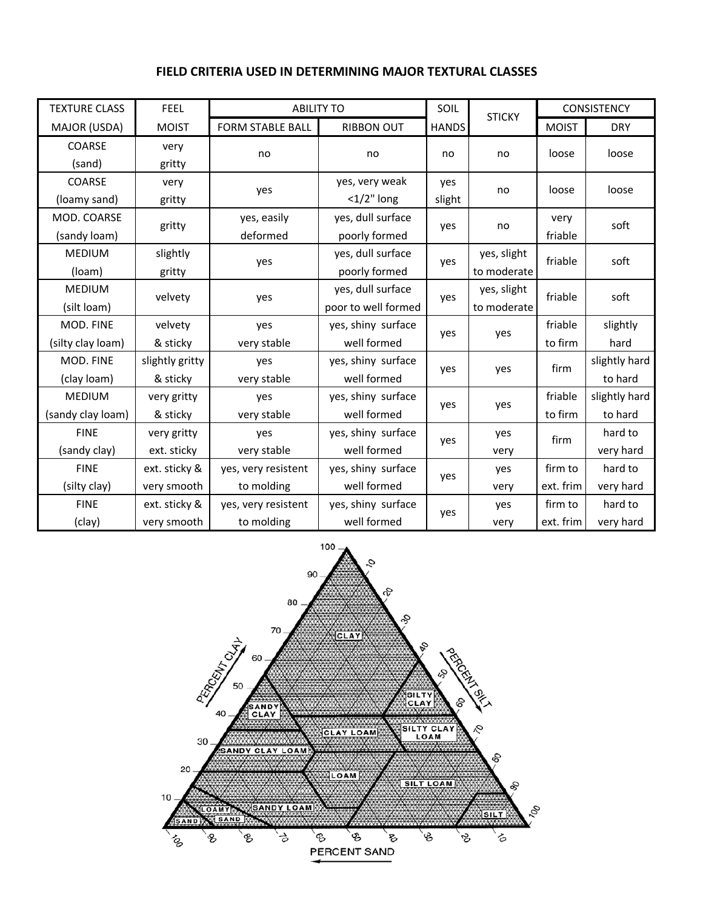## FIELD CRITERIA USED IN DETERMINING MAJOR TEXTURAL CLASSES

| TEXTURE CLASS | FEEL | ABILITY TO | | SOIL | STICKY | CONSISTENCY | |
|---|---|---|---|---|---|---|---|
| MAJOR (USDA) | MOIST | FORM STABLE BALL | RIBBON OUT | HANDS | | MOIST | DRY |
| COARSE (sand) | very gritty | no | no | no | no | loose | loose |
| COARSE (loamy sand) | very gritty | yes | yes, very weak <1/2" long | yes slight | no | loose | loose |
| MOD. COARSE (sandy loam) | gritty | yes, easily deformed | yes, dull surface poorly formed | yes | no | very friable | soft |
| MEDIUM (loam) | slightly gritty | yes | yes, dull surface poorly formed | yes | yes, slight to moderate | friable | soft |
| MEDIUM (silt loam) | velvety | yes | yes, dull surface poor to well formed | yes | yes, slight to moderate | friable | soft |
| MOD. FINE (silty clay loam) | velvety & sticky | yes very stable | yes, shiny surface well formed | yes | yes | friable to firm | slightly hard |
| MOD. FINE (clay loam) | slightly gritty & sticky | yes very stable | yes, shiny surface well formed | yes | yes | firm | slightly hard to hard |
| MEDIUM (sandy clay loam) | very gritty & sticky | yes very stable | yes, shiny surface well formed | yes | yes | friable to firm | slightly hard to hard |
| FINE (sandy clay) | very gritty ext. sticky | yes very stable | yes, shiny surface well formed | yes | yes very | firm | hard to very hard |
| FINE (silty clay) | ext. sticky & very smooth | yes, very resistent to molding | yes, shiny surface well formed | yes | yes very | firm to ext. frim | hard to very hard |
| FINE (clay) | ext. sticky & very smooth | yes, very resistent to molding | yes, shiny surface well formed | yes | yes very | firm to ext. frim | hard to very hard |

PERCENT CLAY
PERCENT SILT
PERCENT SAND

CLAY
SILTY CLAY
SANDY CLAY
CLAY LOAM
SILTY CLAY LOAM
SANDY CLAY LOAM
LOAM
SILT LOAM
SANDY LOAM
LOAMY SAND
SAND
SILT

100 90 80 70 60 50 40 30 20 10